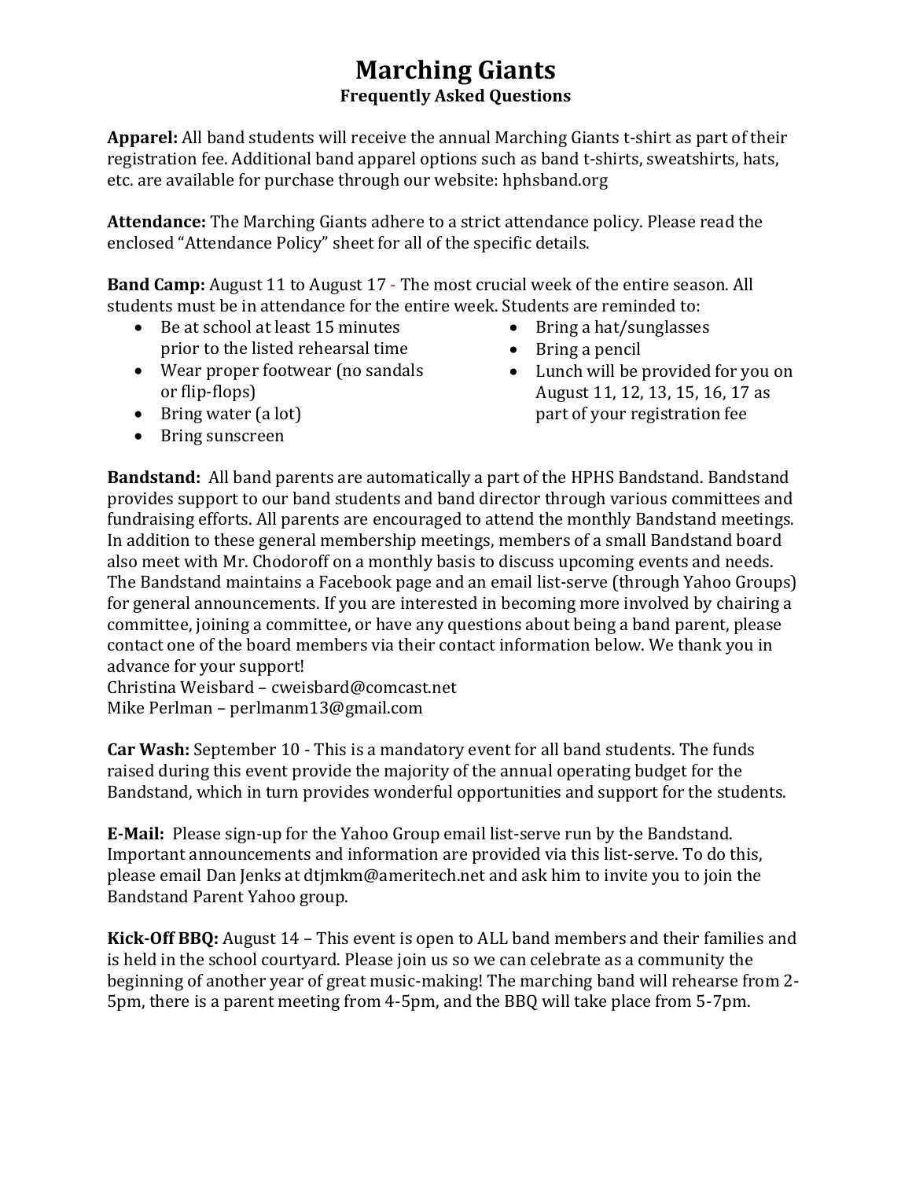# Marching Giants

## Frequently Asked Questions

**Apparel:** All band students will receive the annual Marching Giants t-shirt as part of their registration fee. Additional band apparel options such as band t-shirts, sweatshirts, hats, etc. are available for purchase through our website: hphsband.org

**Attendance:** The Marching Giants adhere to a strict attendance policy. Please read the enclosed "Attendance Policy" sheet for all of the specific details.

**Band Camp:** August 11 to August 17 - The most crucial week of the entire season. All students must be in attendance for the entire week. Students are reminded to:

- Be at school at least 15 minutes prior to the listed rehearsal time
- Wear proper footwear (no sandals or flip-flops)
- Bring water (a lot)
- Bring sunscreen
- Bring a hat/sunglasses
- Bring a pencil
- Lunch will be provided for you on August 11, 12, 13, 15, 16, 17 as part of your registration fee

**Bandstand:** All band parents are automatically a part of the HPHS Bandstand. Bandstand provides support to our band students and band director through various committees and fundraising efforts. All parents are encouraged to attend the monthly Bandstand meetings. In addition to these general membership meetings, members of a small Bandstand board also meet with Mr. Chodoroff on a monthly basis to discuss upcoming events and needs. The Bandstand maintains a Facebook page and an email list-serve (through Yahoo Groups) for general announcements. If you are interested in becoming more involved by chairing a committee, joining a committee, or have any questions about being a band parent, please contact one of the board members via their contact information below. We thank you in advance for your support!
Christina Weisbard – cweisbard@comcast.net
Mike Perlman – perlmanm13@gmail.com

**Car Wash:** September 10 - This is a mandatory event for all band students. The funds raised during this event provide the majority of the annual operating budget for the Bandstand, which in turn provides wonderful opportunities and support for the students.

**E-Mail:** Please sign-up for the Yahoo Group email list-serve run by the Bandstand. Important announcements and information are provided via this list-serve. To do this, please email Dan Jenks at dtjmkm@ameritech.net and ask him to invite you to join the Bandstand Parent Yahoo group.

**Kick-Off BBQ:** August 14 – This event is open to ALL band members and their families and is held in the school courtyard. Please join us so we can celebrate as a community the beginning of another year of great music-making! The marching band will rehearse from 2-5pm, there is a parent meeting from 4-5pm, and the BBQ will take place from 5-7pm.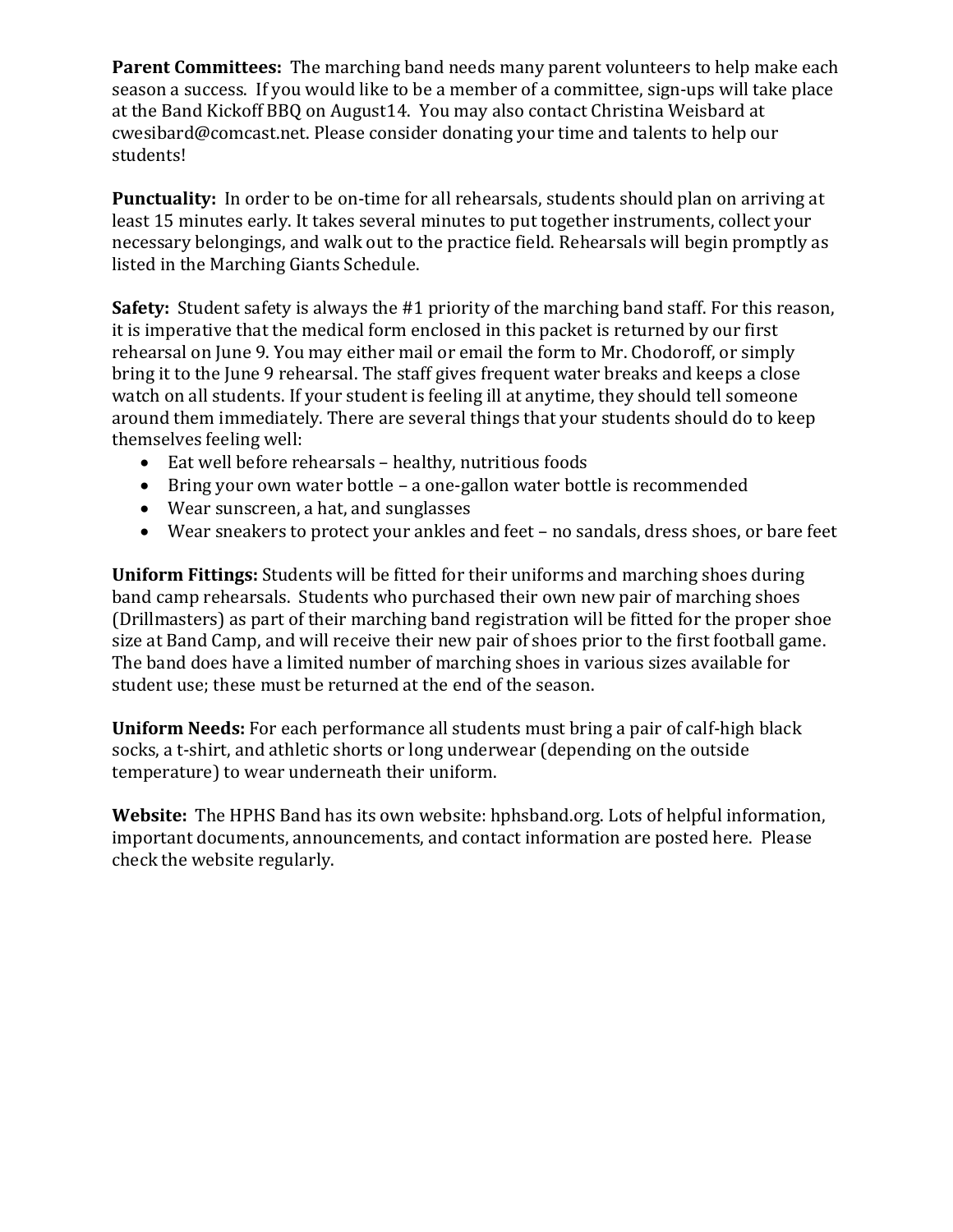**Parent Committees:** The marching band needs many parent volunteers to help make each season a success. If you would like to be a member of a committee, sign-ups will take place at the Band Kickoff BBQ on August14. You may also contact Christina Weisbard at cwesibard@comcast.net. Please consider donating your time and talents to help our students!

**Punctuality:** In order to be on-time for all rehearsals, students should plan on arriving at least 15 minutes early. It takes several minutes to put together instruments, collect your necessary belongings, and walk out to the practice field. Rehearsals will begin promptly as listed in the Marching Giants Schedule.

**Safety:** Student safety is always the #1 priority of the marching band staff. For this reason, it is imperative that the medical form enclosed in this packet is returned by our first rehearsal on June 9. You may either mail or email the form to Mr. Chodoroff, or simply bring it to the June 9 rehearsal. The staff gives frequent water breaks and keeps a close watch on all students. If your student is feeling ill at anytime, they should tell someone around them immediately. There are several things that your students should do to keep themselves feeling well:

- Eat well before rehearsals – healthy, nutritious foods
- Bring your own water bottle – a one-gallon water bottle is recommended
- Wear sunscreen, a hat, and sunglasses
- Wear sneakers to protect your ankles and feet – no sandals, dress shoes, or bare feet

**Uniform Fittings:** Students will be fitted for their uniforms and marching shoes during band camp rehearsals. Students who purchased their own new pair of marching shoes (Drillmasters) as part of their marching band registration will be fitted for the proper shoe size at Band Camp, and will receive their new pair of shoes prior to the first football game. The band does have a limited number of marching shoes in various sizes available for student use; these must be returned at the end of the season.

**Uniform Needs:** For each performance all students must bring a pair of calf-high black socks, a t-shirt, and athletic shorts or long underwear (depending on the outside temperature) to wear underneath their uniform.

**Website:** The HPHS Band has its own website: hphsband.org. Lots of helpful information, important documents, announcements, and contact information are posted here. Please check the website regularly.